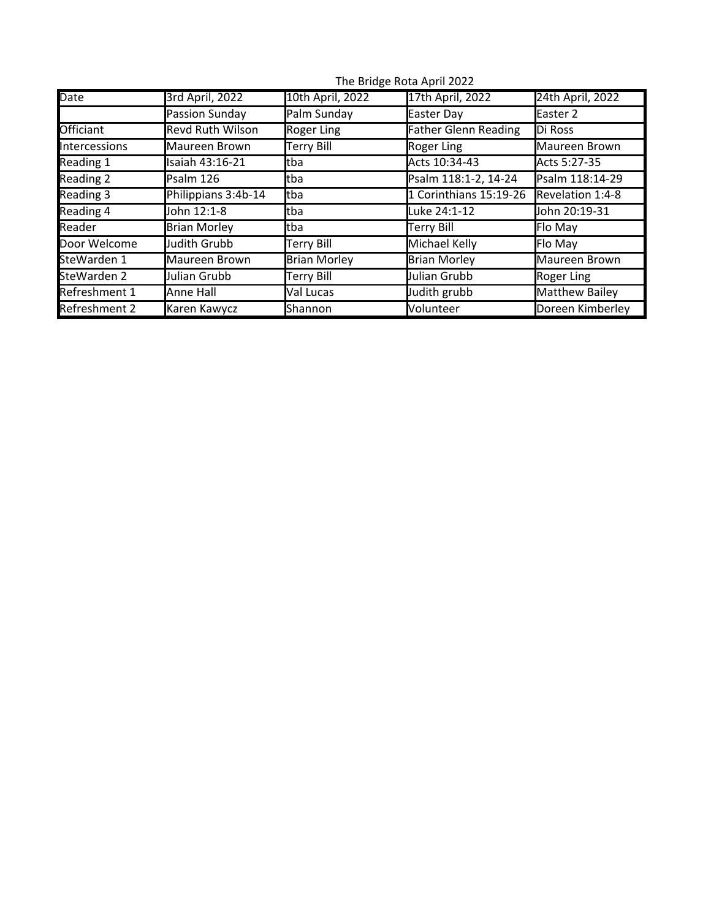The Bridge Rota April 2022

| Date | 3rd April, 2022 | 10th April, 2022 | 17th April, 2022 | 24th April, 2022 |
|---|---|---|---|---|
| | Passion Sunday | Palm Sunday | Easter Day | Easter 2 |
| Officiant | Revd Ruth Wilson | Roger Ling | Father Glenn Reading | Di Ross |
| Intercessions | Maureen Brown | Terry Bill | Roger Ling | Maureen Brown |
| Reading 1 | Isaiah 43:16-21 | tba | Acts 10:34-43 | Acts 5:27-35 |
| Reading 2 | Psalm 126 | tba | Psalm 118:1-2, 14-24 | Psalm 118:14-29 |
| Reading 3 | Philippians 3:4b-14 | tba | 1 Corinthians 15:19-26 | Revelation 1:4-8 |
| Reading 4 | John 12:1-8 | tba | Luke 24:1-12 | John 20:19-31 |
| Reader | Brian Morley | tba | Terry Bill | Flo May |
| Door Welcome | Judith Grubb | Terry Bill | Michael Kelly | Flo May |
| SteWarden 1 | Maureen Brown | Brian Morley | Brian Morley | Maureen Brown |
| SteWarden 2 | Julian Grubb | Terry Bill | Julian Grubb | Roger Ling |
| Refreshment 1 | Anne Hall | Val Lucas | Judith grubb | Matthew Bailey |
| Refreshment 2 | Karen Kawycz | Shannon | Volunteer | Doreen Kimberley |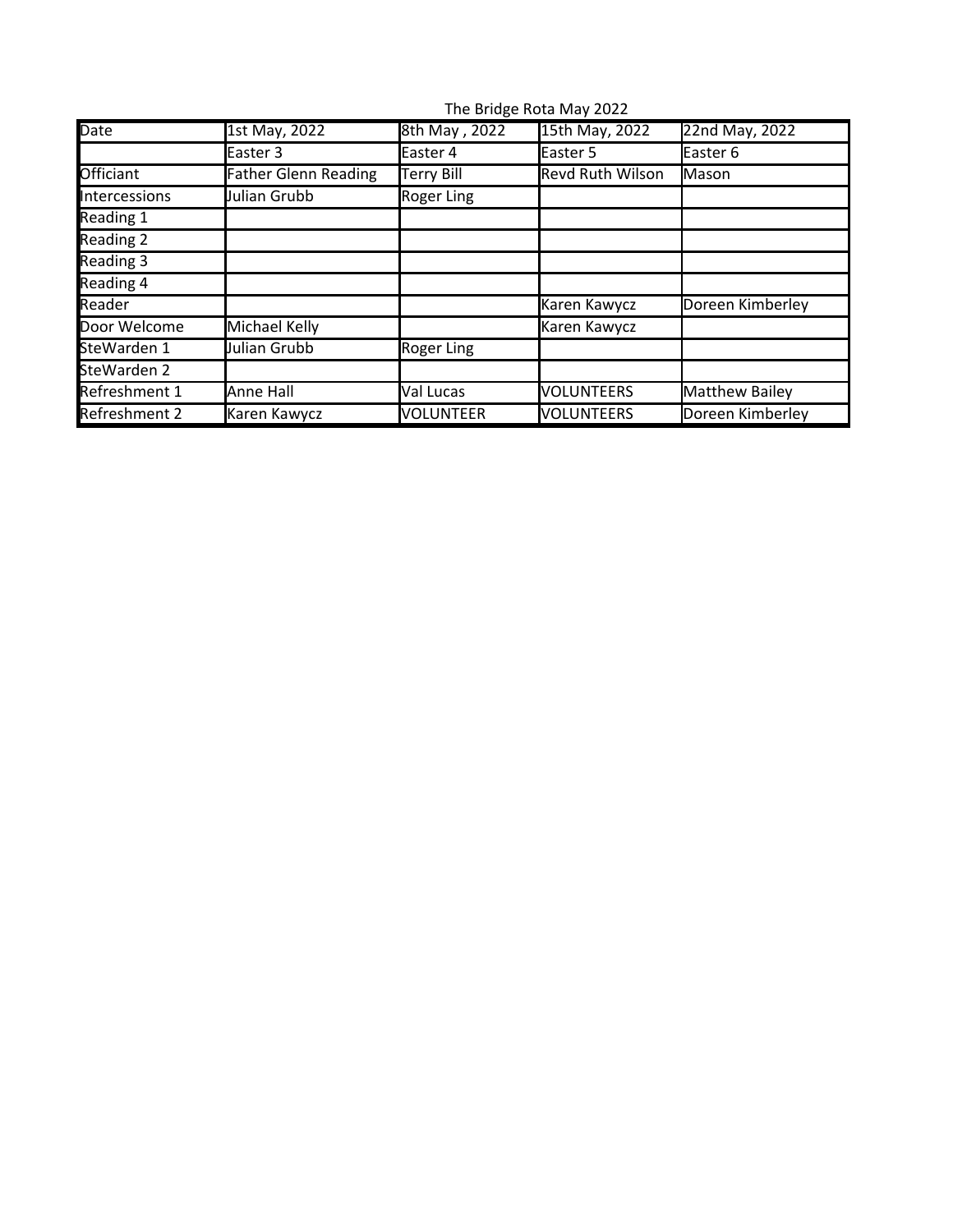The Bridge Rota May 2022

| Date | 1st May, 2022 | 8th May , 2022 | 15th May, 2022 | 22nd May, 2022 |
|---|---|---|---|---|
| | Easter 3 | Easter 4 | Easter 5 | Easter 6 |
| Officiant | Father Glenn Reading | Terry Bill | Revd Ruth Wilson | Mason |
| Intercessions | Julian Grubb | Roger Ling | | |
| Reading 1 | | | | |
| Reading 2 | | | | |
| Reading 3 | | | | |
| Reading 4 | | | | |
| Reader | | | Karen Kawycz | Doreen Kimberley |
| Door Welcome | Michael Kelly | | Karen Kawycz | |
| SteWarden 1 | Julian Grubb | Roger Ling | | |
| SteWarden 2 | | | | |
| Refreshment 1 | Anne Hall | Val Lucas | VOLUNTEERS | Matthew Bailey |
| Refreshment 2 | Karen Kawycz | VOLUNTEER | VOLUNTEERS | Doreen Kimberley |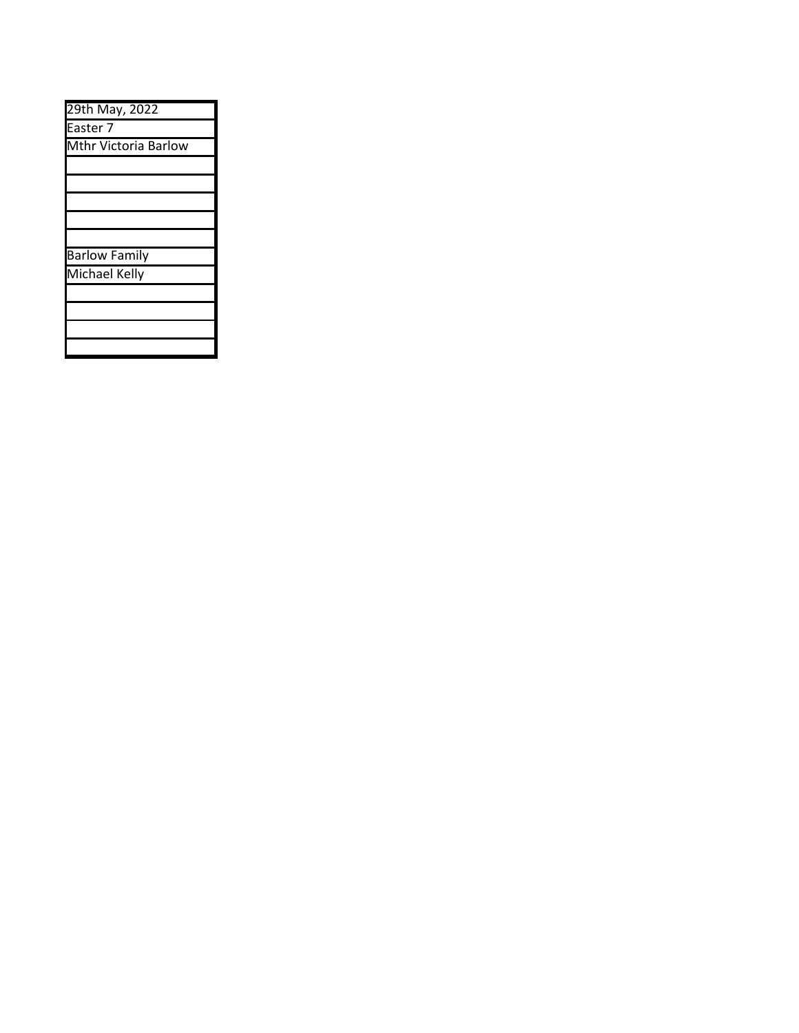| |
|---|
| 29th May, 2022 |
| Easter 7 |
| Mthr Victoria Barlow |
| |
| |
| |
| |
| |
| Barlow Family |
| Michael Kelly |
| |
| |
| |
| |